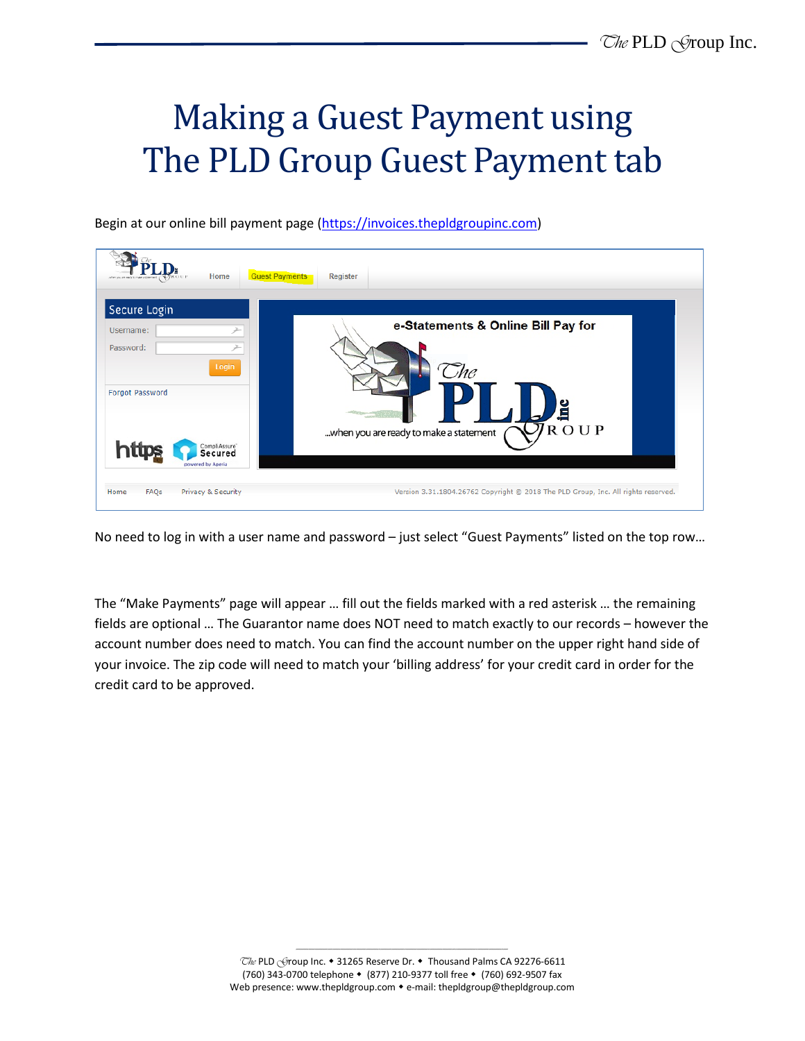# Making a Guest Payment using The PLD Group Guest Payment tab

Begin at our online bill payment page (https://invoices.thepldgroupinc.com)

No need to log in with a user name and password – just select "Guest Payments" listed on the top row…

The "Make Payments" page will appear … fill out the fields marked with a red asterisk … the remaining fields are optional … The Guarantor name does NOT need to match exactly to our records – however the account number does need to match. You can find the account number on the upper right hand side of your invoice. The zip code will need to match your 'billing address' for your credit card in order for the credit card to be approved.

The PLD Group Inc. ◆ 31265 Reserve Dr. ◆ Thousand Palms CA 92276-6611
(760) 343-0700 telephone ◆ (877) 210-9377 toll free ◆ (760) 692-9507 fax
Web presence: www.thepldgroup.com ◆ e-mail: thepldgroup@thepldgroup.com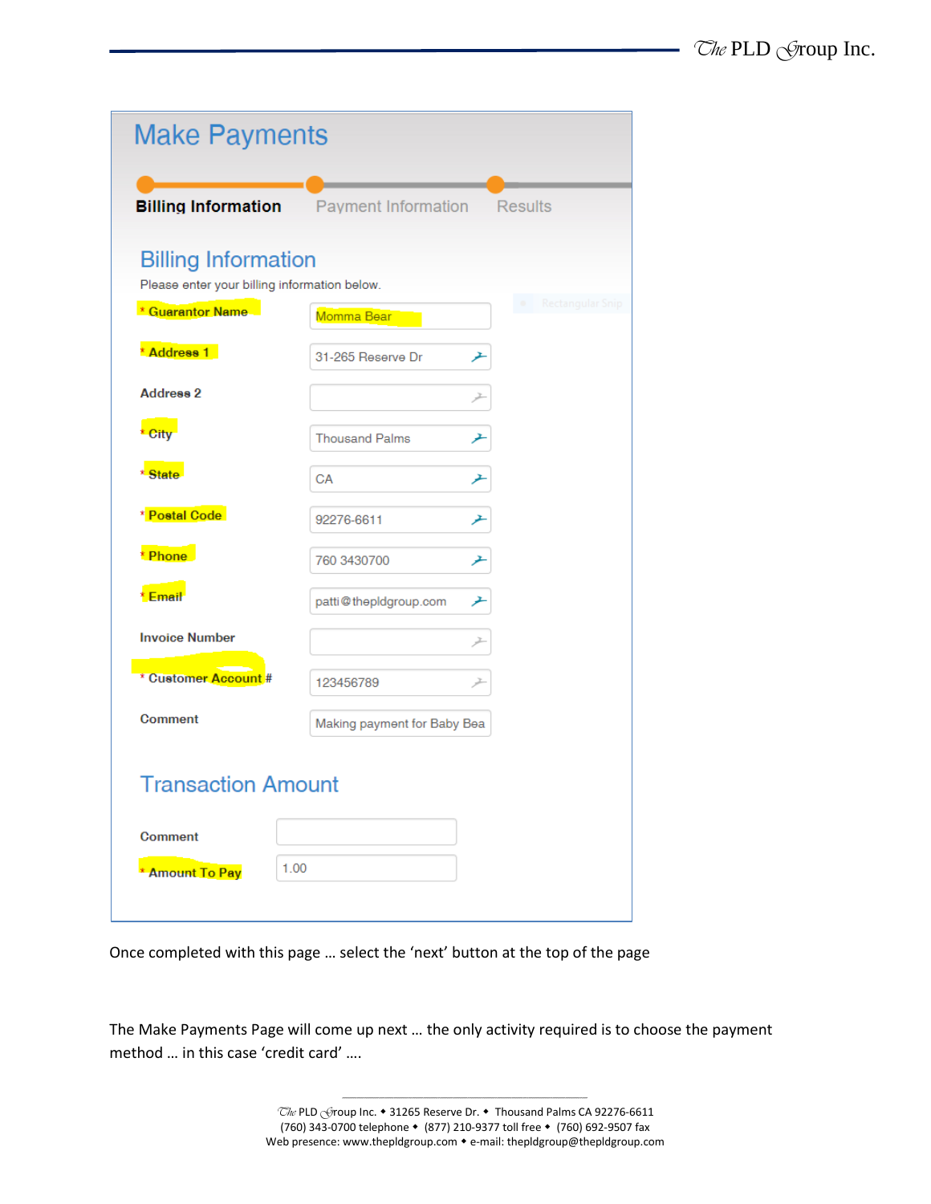# Make Payments

**Billing Information** — Payment Information — Results

## Billing Information

Please enter your billing information below.

| Field | Value |
|---|---|
| * Guarantor Name | Momma Bear |
| * Address 1 | 31-265 Reserve Dr |
| Address 2 | |
| * City | Thousand Palms |
| * State | CA |
| * Postal Code | 92276-6611 |
| * Phone | 760 3430700 |
| * Email | patti@thepldgroup.com |
| Invoice Number | |
| * Customer Account # | 123456789 |
| Comment | Making payment for Baby Bea |

## Transaction Amount

| Field | Value |
|---|---|
| Comment | |
| * Amount To Pay | 1.00 |

Once completed with this page … select the 'next' button at the top of the page

The Make Payments Page will come up next … the only activity required is to choose the payment method … in this case 'credit card' ….

The PLD Group Inc. • 31265 Reserve Dr. • Thousand Palms CA 92276-6611
(760) 343-0700 telephone • (877) 210-9377 toll free • (760) 692-9507 fax
Web presence: www.thepldgroup.com • e-mail: thepldgroup@thepldgroup.com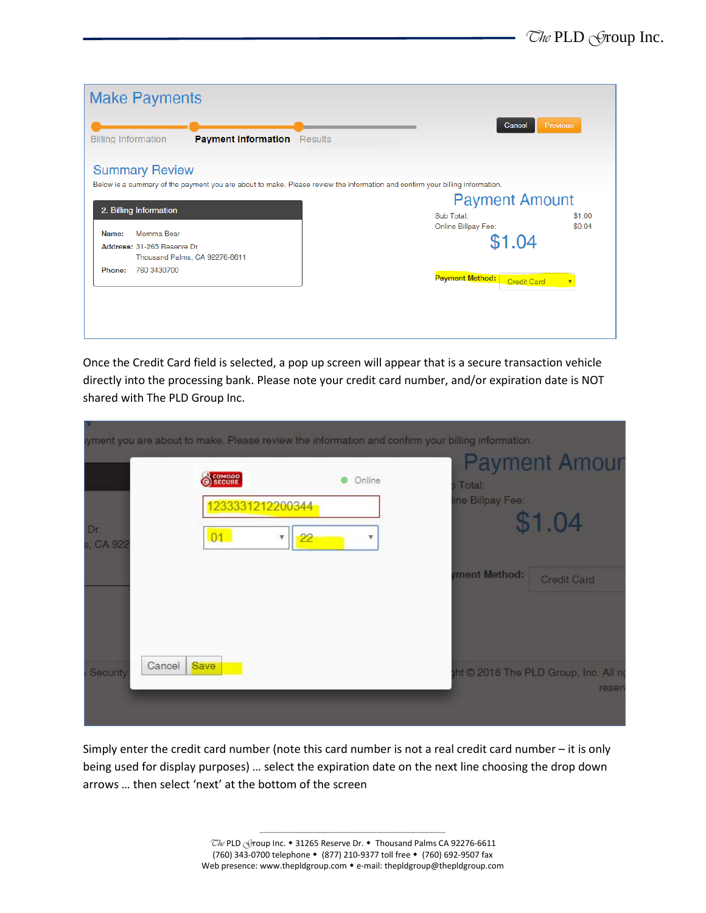Make Payments

Billing Information — Payment Information — Results

Cancel | Previous

Summary Review

Below is a summary of the payment you are about to make. Please review the information and confirm your billing information.

**2. Billing Information**

**Name:** Momma Bear
**Address:** 31-265 Reserve Dr
Thousand Palms, CA 92276-6611
**Phone:** 760 3430700

Payment Amount

Sub Total: $1.00
Online Billpay Fee: $0.04

$1.04

Payment Method: Credit Card

Once the Credit Card field is selected, a pop up screen will appear that is a secure transaction vehicle directly into the processing bank. Please note your credit card number, and/or expiration date is NOT shared with The PLD Group Inc.

COMODO SECURE — Online

1233331212200344

01 | 22

Cancel | Save

Simply enter the credit card number (note this card number is not a real credit card number – it is only being used for display purposes) … select the expiration date on the next line choosing the drop down arrows … then select 'next' at the bottom of the screen

The PLD Group Inc. • 31265 Reserve Dr. • Thousand Palms CA 92276-6611
(760) 343-0700 telephone • (877) 210-9377 toll free • (760) 692-9507 fax
Web presence: www.thepldgroup.com • e-mail: thepldgroup@thepldgroup.com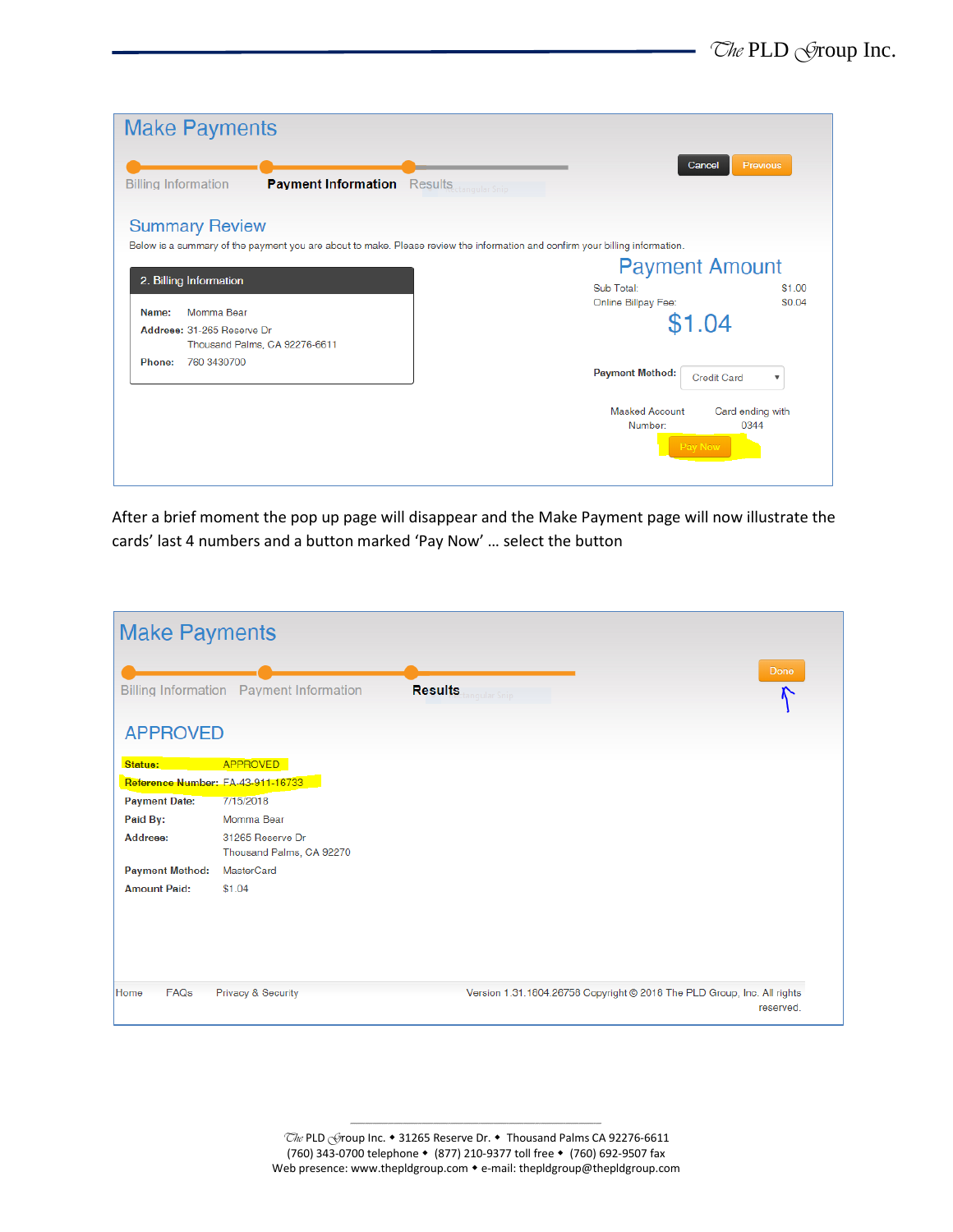## Make Payments

Billing Information — **Payment Information** — Results

Cancel | Previous

### Summary Review

Below is a summary of the payment you are about to make. Please review the information and confirm your billing information.

**2. Billing Information**

**Name:** Momma Bear
**Address:** 31-265 Reserve Dr
Thousand Palms, CA 92276-6611
**Phone:** 760 3430700

### Payment Amount

| | |
|---|---|
| Sub Total: | $1.00 |
| Online Billpay Fee: | $0.04 |

**$1.04**

**Payment Method:** Credit Card

Masked Account Number: Card ending with 0344

Pay Now

After a brief moment the pop up page will disappear and the Make Payment page will now illustrate the cards' last 4 numbers and a button marked 'Pay Now' … select the button

## Make Payments

Billing Information — Payment Information — **Results**

Done

### APPROVED

| | |
|---|---|
| **Status:** | APPROVED |
| **Reference Number:** | FA-43-911-16733 |
| **Payment Date:** | 7/15/2018 |
| **Paid By:** | Momma Bear |
| **Address:** | 31265 Reserve Dr<br>Thousand Palms, CA 92270 |
| **Payment Method:** | MasterCard |
| **Amount Paid:** | $1.04 |

Home FAQs Privacy & Security

Version 1.31.1804.26758 Copyright © 2018 The PLD Group, Inc. All rights reserved.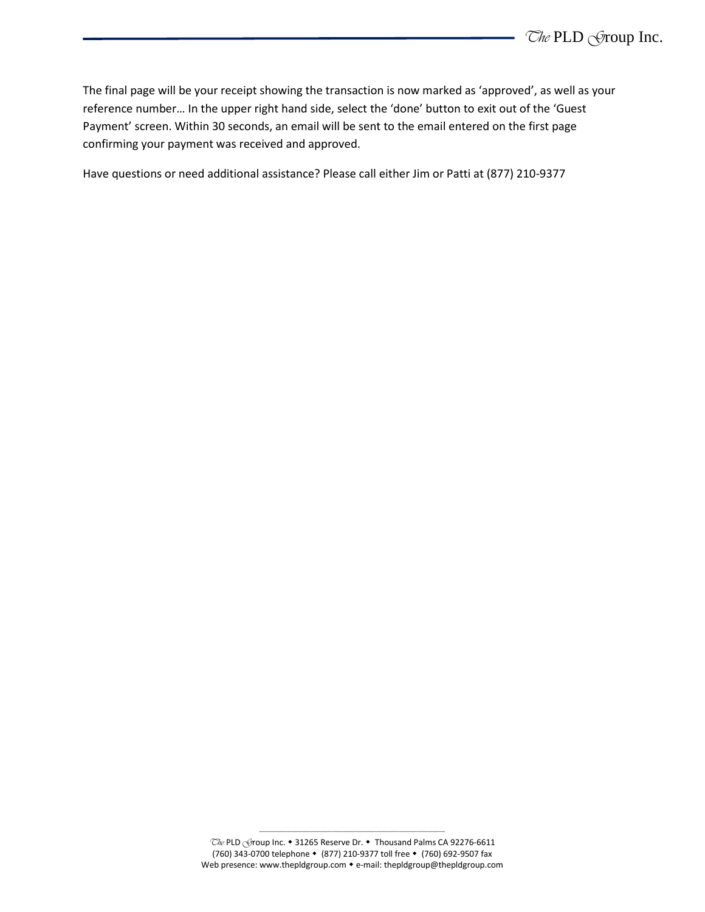The final page will be your receipt showing the transaction is now marked as 'approved', as well as your reference number… In the upper right hand side, select the 'done' button to exit out of the 'Guest Payment' screen. Within 30 seconds, an email will be sent to the email entered on the first page confirming your payment was received and approved.

Have questions or need additional assistance? Please call either Jim or Patti at (877) 210-9377